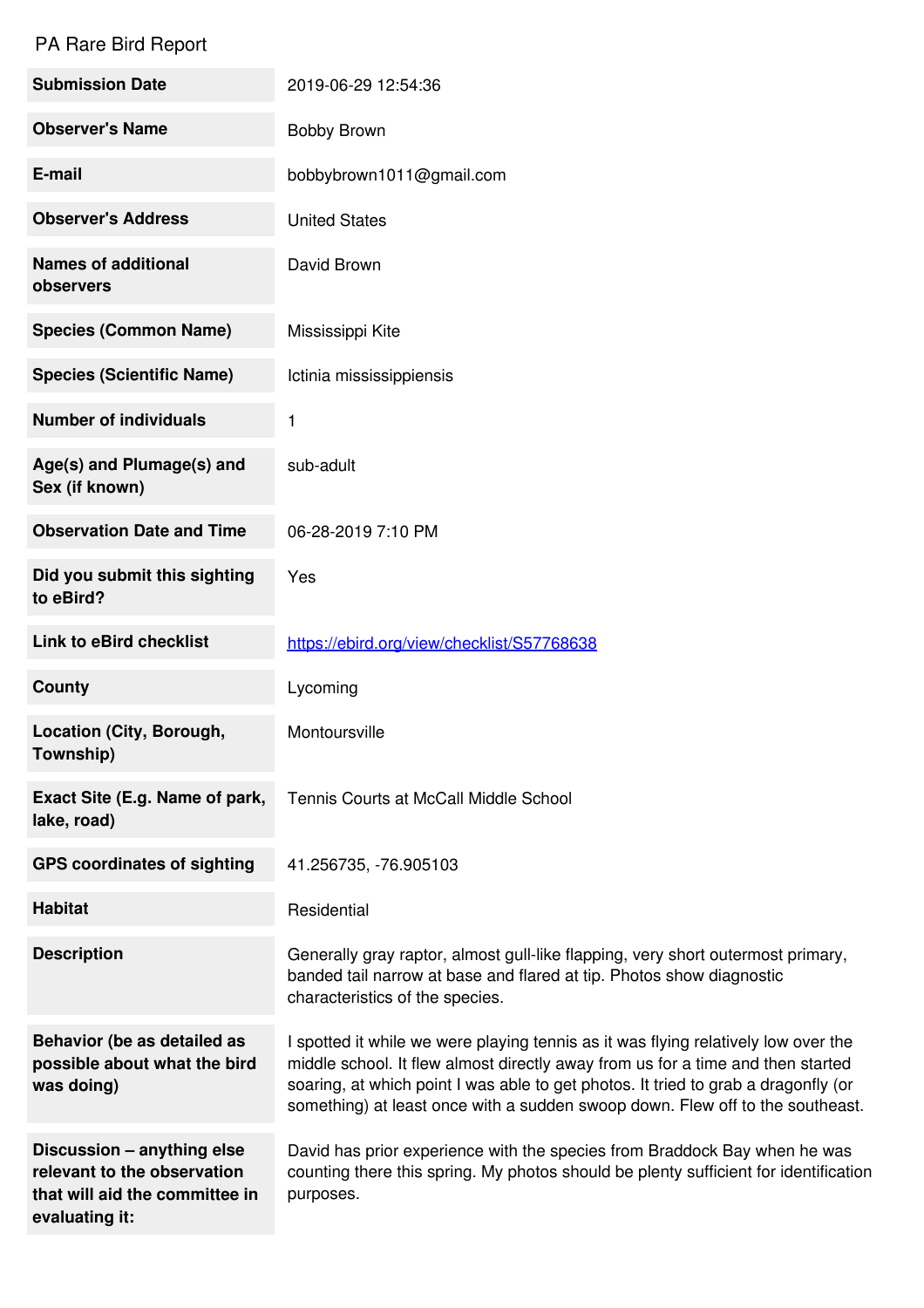# PA Rare Bird Report

| | |
|---|---|
| **Submission Date** | 2019-06-29 12:54:36 |
| **Observer's Name** | Bobby Brown |
| **E-mail** | bobbybrown1011@gmail.com |
| **Observer's Address** | United States |
| **Names of additional observers** | David Brown |
| **Species (Common Name)** | Mississippi Kite |
| **Species (Scientific Name)** | Ictinia mississippiensis |
| **Number of individuals** | 1 |
| **Age(s) and Plumage(s) and Sex (if known)** | sub-adult |
| **Observation Date and Time** | 06-28-2019 7:10 PM |
| **Did you submit this sighting to eBird?** | Yes |
| **Link to eBird checklist** | [https://ebird.org/view/checklist/S57768638](https://ebird.org/view/checklist/S57768638) |
| **County** | Lycoming |
| **Location (City, Borough, Township)** | Montoursville |
| **Exact Site (E.g. Name of park, lake, road)** | Tennis Courts at McCall Middle School |
| **GPS coordinates of sighting** | 41.256735, -76.905103 |
| **Habitat** | Residential |
| **Description** | Generally gray raptor, almost gull-like flapping, very short outermost primary, banded tail narrow at base and flared at tip. Photos show diagnostic characteristics of the species. |
| **Behavior (be as detailed as possible about what the bird was doing)** | I spotted it while we were playing tennis as it was flying relatively low over the middle school. It flew almost directly away from us for a time and then started soaring, at which point I was able to get photos. It tried to grab a dragonfly (or something) at least once with a sudden swoop down. Flew off to the southeast. |
| **Discussion – anything else relevant to the observation that will aid the committee in evaluating it:** | David has prior experience with the species from Braddock Bay when he was counting there this spring. My photos should be plenty sufficient for identification purposes. |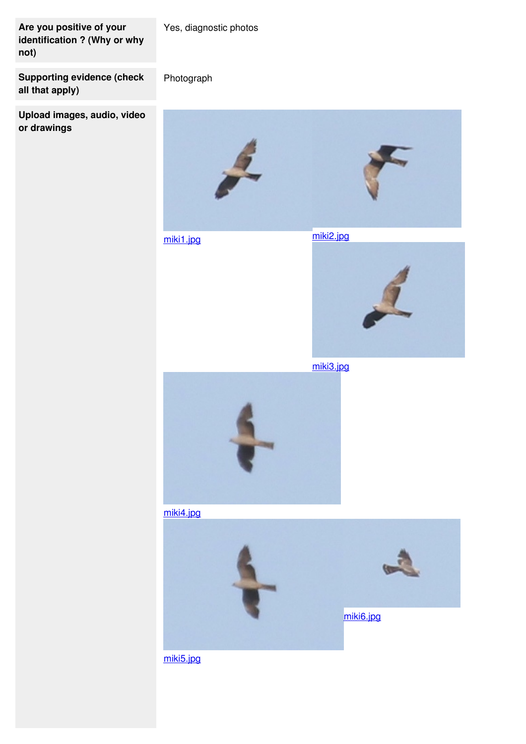| | |
|---|---|
| **Are you positive of your identification ? (Why or why not)** | Yes, diagnostic photos |
| **Supporting evidence (check all that apply)** | Photograph |
| **Upload images, audio, video or drawings** | miki1.jpg<br>miki2.jpg<br>miki3.jpg<br>miki4.jpg<br>miki5.jpg<br>miki6.jpg |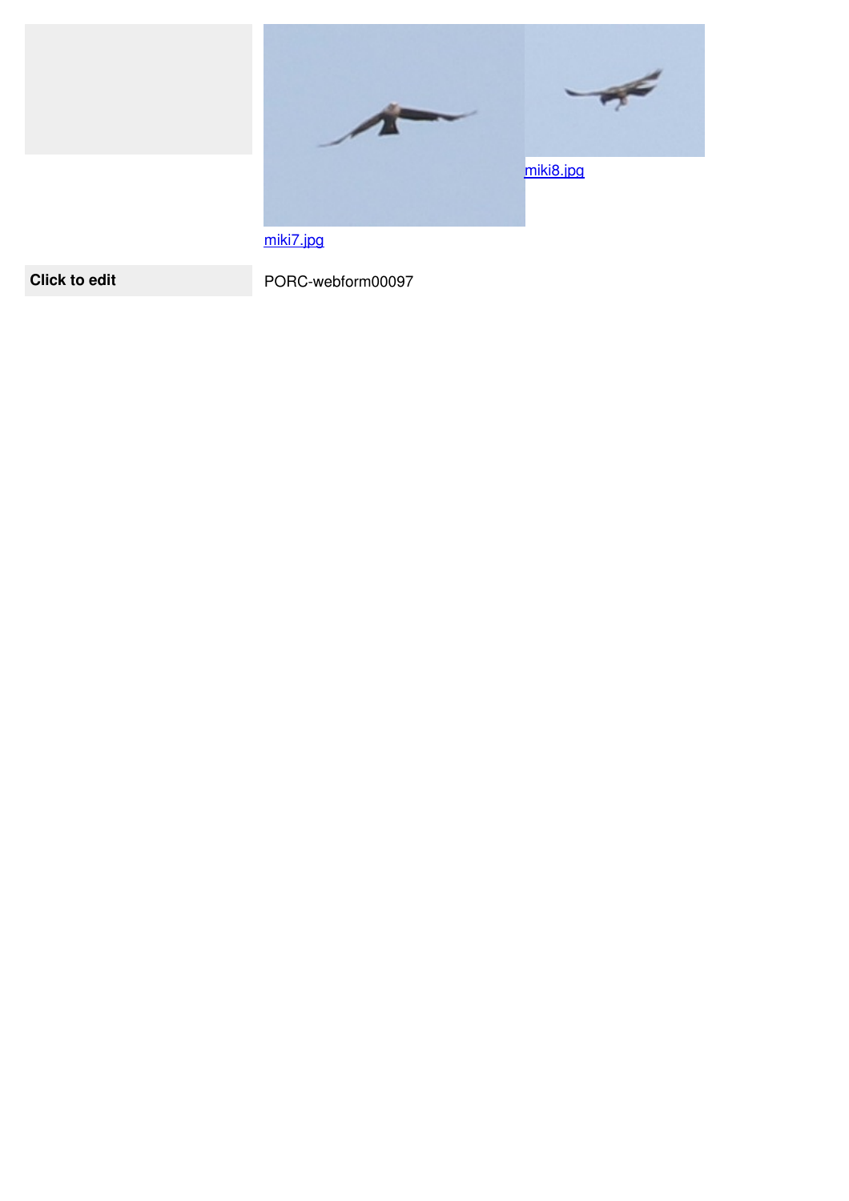| | |
| --- | --- |
| | miki7.jpg miki8.jpg |
| **Click to edit** | PORC-webform00097 |